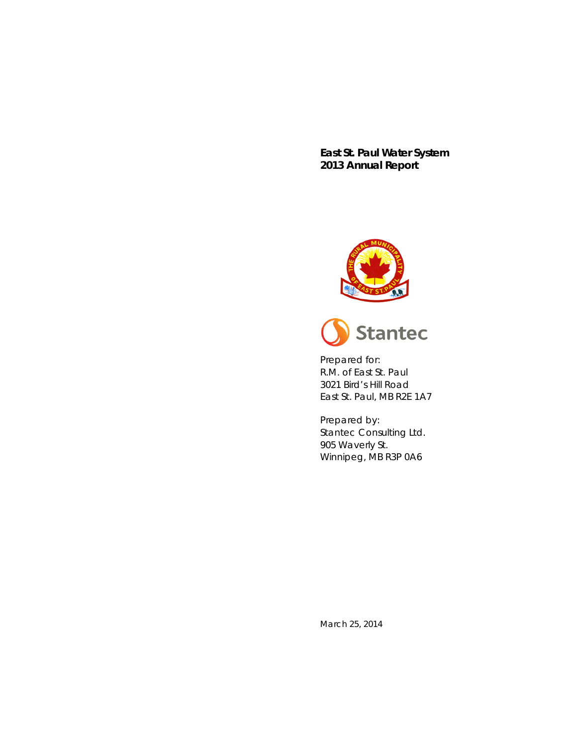**East St. Paul Water System**
**2013 Annual Report**

Prepared for:
R.M. of East St. Paul
3021 Bird's Hill Road
East St. Paul, MB R2E 1A7

Prepared by:
Stantec Consulting Ltd.
905 Waverly St.
Winnipeg, MB R3P 0A6

March 25, 2014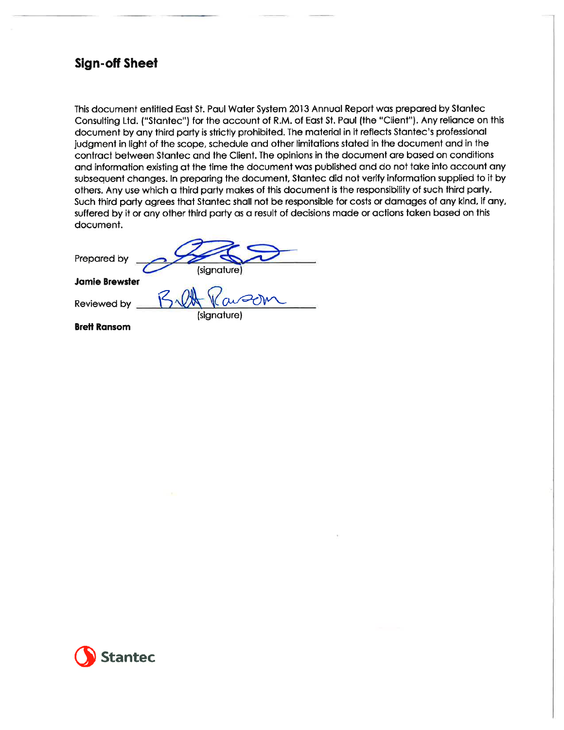## Sign-off Sheet

This document entitled East St. Paul Water System 2013 Annual Report was prepared by Stantec Consulting Ltd. ("Stantec") for the account of R.M. of East St. Paul (the "Client"). Any reliance on this document by any third party is strictly prohibited. The material in it reflects Stantec's professional judgment in light of the scope, schedule and other limitations stated in the document and in the contract between Stantec and the Client. The opinions in the document are based on conditions and information existing at the time the document was published and do not take into account any subsequent changes. In preparing the document, Stantec did not verify information supplied to it by others. Any use which a third party makes of this document is the responsibility of such third party. Such third party agrees that Stantec shall not be responsible for costs or damages of any kind, if any, suffered by it or any other third party as a result of decisions made or actions taken based on this document.

Prepared by ______________________________
(signature)

**Jamie Brewster**

Reviewed by ______________________________
(signature)

**Brett Ransom**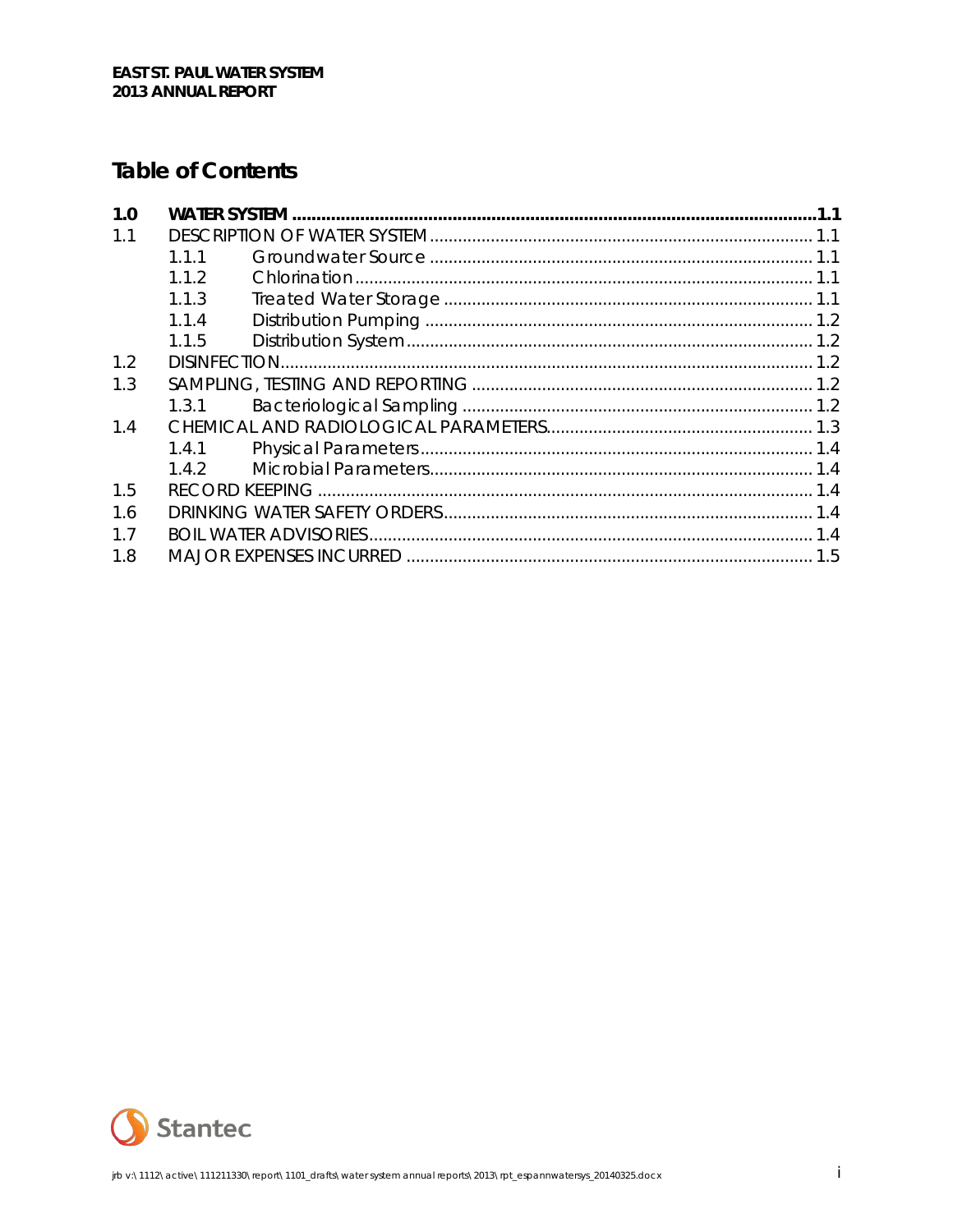# Table of Contents

| | | |
|---|---|---|
| **1.0** | **WATER SYSTEM** | **1.1** |
| 1.1 | DESCRIPTION OF WATER SYSTEM | 1.1 |
| | 1.1.1 Groundwater Source | 1.1 |
| | 1.1.2 Chlorination | 1.1 |
| | 1.1.3 Treated Water Storage | 1.1 |
| | 1.1.4 Distribution Pumping | 1.2 |
| | 1.1.5 Distribution System | 1.2 |
| 1.2 | DISINFECTION | 1.2 |
| 1.3 | SAMPLING, TESTING AND REPORTING | 1.2 |
| | 1.3.1 Bacteriological Sampling | 1.2 |
| 1.4 | CHEMICAL AND RADIOLOGICAL PARAMETERS | 1.3 |
| | 1.4.1 Physical Parameters | 1.4 |
| | 1.4.2 Microbial Parameters | 1.4 |
| 1.5 | RECORD KEEPING | 1.4 |
| 1.6 | DRINKING WATER SAFETY ORDERS | 1.4 |
| 1.7 | BOIL WATER ADVISORIES | 1.4 |
| 1.8 | MAJOR EXPENSES INCURRED | 1.5 |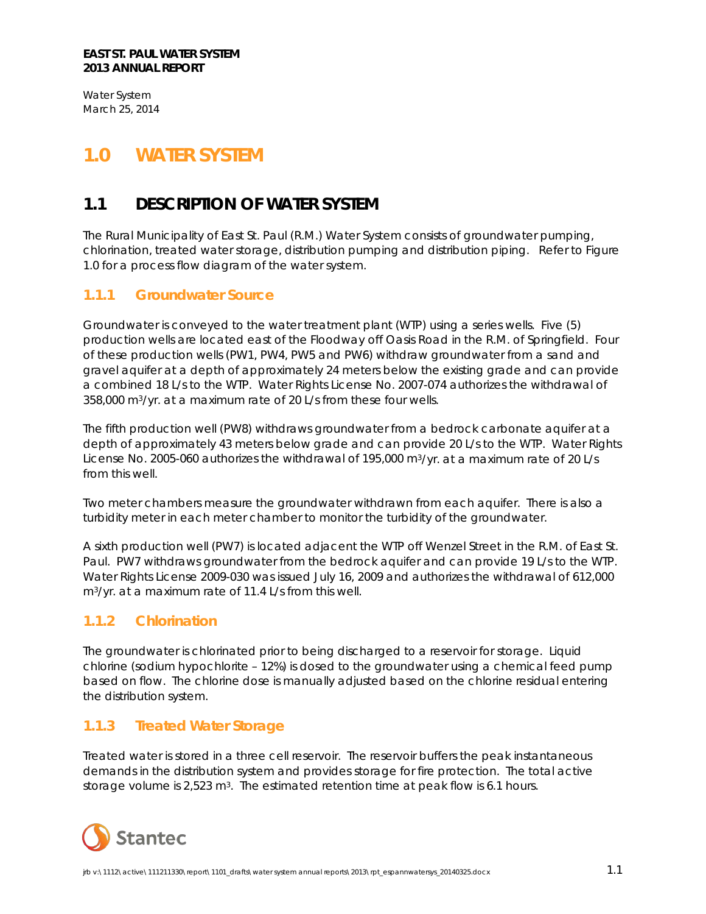# 1.0 WATER SYSTEM

## 1.1 DESCRIPTION OF WATER SYSTEM

The Rural Municipality of East St. Paul (R.M.) Water System consists of groundwater pumping, chlorination, treated water storage, distribution pumping and distribution piping. Refer to Figure 1.0 for a process flow diagram of the water system.

### 1.1.1 Groundwater Source

Groundwater is conveyed to the water treatment plant (WTP) using a series wells. Five (5) production wells are located east of the Floodway off Oasis Road in the R.M. of Springfield. Four of these production wells (PW1, PW4, PW5 and PW6) withdraw groundwater from a sand and gravel aquifer at a depth of approximately 24 meters below the existing grade and can provide a combined 18 L/s to the WTP. Water Rights License No. 2007-074 authorizes the withdrawal of 358,000 $m^3$/yr. at a maximum rate of 20 L/s from these four wells.

The fifth production well (PW8) withdraws groundwater from a bedrock carbonate aquifer at a depth of approximately 43 meters below grade and can provide 20 L/s to the WTP. Water Rights License No. 2005-060 authorizes the withdrawal of 195,000 $m^3$/yr. at a maximum rate of 20 L/s from this well.

Two meter chambers measure the groundwater withdrawn from each aquifer. There is also a turbidity meter in each meter chamber to monitor the turbidity of the groundwater.

A sixth production well (PW7) is located adjacent the WTP off Wenzel Street in the R.M. of East St. Paul. PW7 withdraws groundwater from the bedrock aquifer and can provide 19 L/s to the WTP. Water Rights License 2009-030 was issued July 16, 2009 and authorizes the withdrawal of 612,000 $m^3$/yr. at a maximum rate of 11.4 L/s from this well.

### 1.1.2 Chlorination

The groundwater is chlorinated prior to being discharged to a reservoir for storage. Liquid chlorine (sodium hypochlorite – 12%) is dosed to the groundwater using a chemical feed pump based on flow. The chlorine dose is manually adjusted based on the chlorine residual entering the distribution system.

### 1.1.3 Treated Water Storage

Treated water is stored in a three cell reservoir. The reservoir buffers the peak instantaneous demands in the distribution system and provides storage for fire protection. The total active storage volume is 2,523 $m^3$. The estimated retention time at peak flow is 6.1 hours.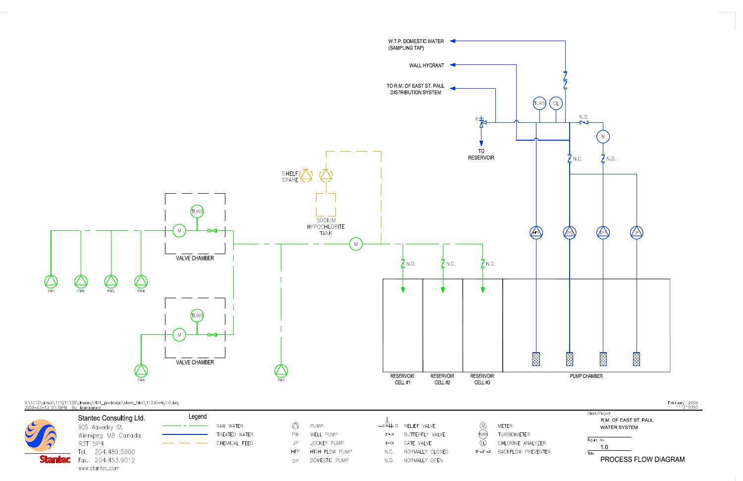W.T.P. DOMESTIC WATER
(SAMPLING TAP)

WALL HYDRANT

TO R.M. OF EAST ST. PAUL
DISTRIBUTION SYSTEM

TURB CL

R

N.O.

M

TO
RESERVOIR

N.C. N.O.

SHELF
SPARE

SODIUM
HYPOCHLORITE
TANK

TURB

M

VALVE CHAMBER

M

N.O. N.C. N.C.

HFP DP2 DP1 JP

PW1 PW6 PW5 PW4

TURB

M

VALVE CHAMBER

PW8 PW7

RESERVOIR
CELL #1

RESERVOIR
CELL #2

RESERVOIR
CELL #3

PUMP CHAMBER

V:\1112\active\111211330\drawing\401_predesign\sheet_files\11330-fig1.0.dwg
2009-03-13 01:39PM By: lmannarace

February, 2009
111210350

**Stantec Consulting Ltd.**
905 Waverley St.
Winnipeg MB Canada
R3T 5P4
Tel. 204.489.5900
Fax. 204.453.9012
www.stantec.com

**Legend**

| Line / Symbol | Description |
|---|---|
| | RAW WATER |
| | TREATED WATER |
| | CHEMICAL FEED |
| | PUMP |
| PW | WELL PUMP |
| JP | JOCKEY PUMP |
| HFP | HIGH FLOW PUMP |
| DP | DOMESTIC PUMP |
| R | RELIEF VALVE |
| | BUTTERFLY VALVE |
| | GATE VALVE |
| N.C. | NORMALLY CLOSED |
| N.O. | NORMALLY OPEN |
| M | METER |
| TURB | TURBIDIMETER |
| CL | CHLORINE ANALYZER |
| | BACKFLOW PREVENTER |

Client/Project
R.M. OF EAST ST. PAUL
WATER SYSTEM

Figure No.
1.0

Title
PROCESS FLOW DIAGRAM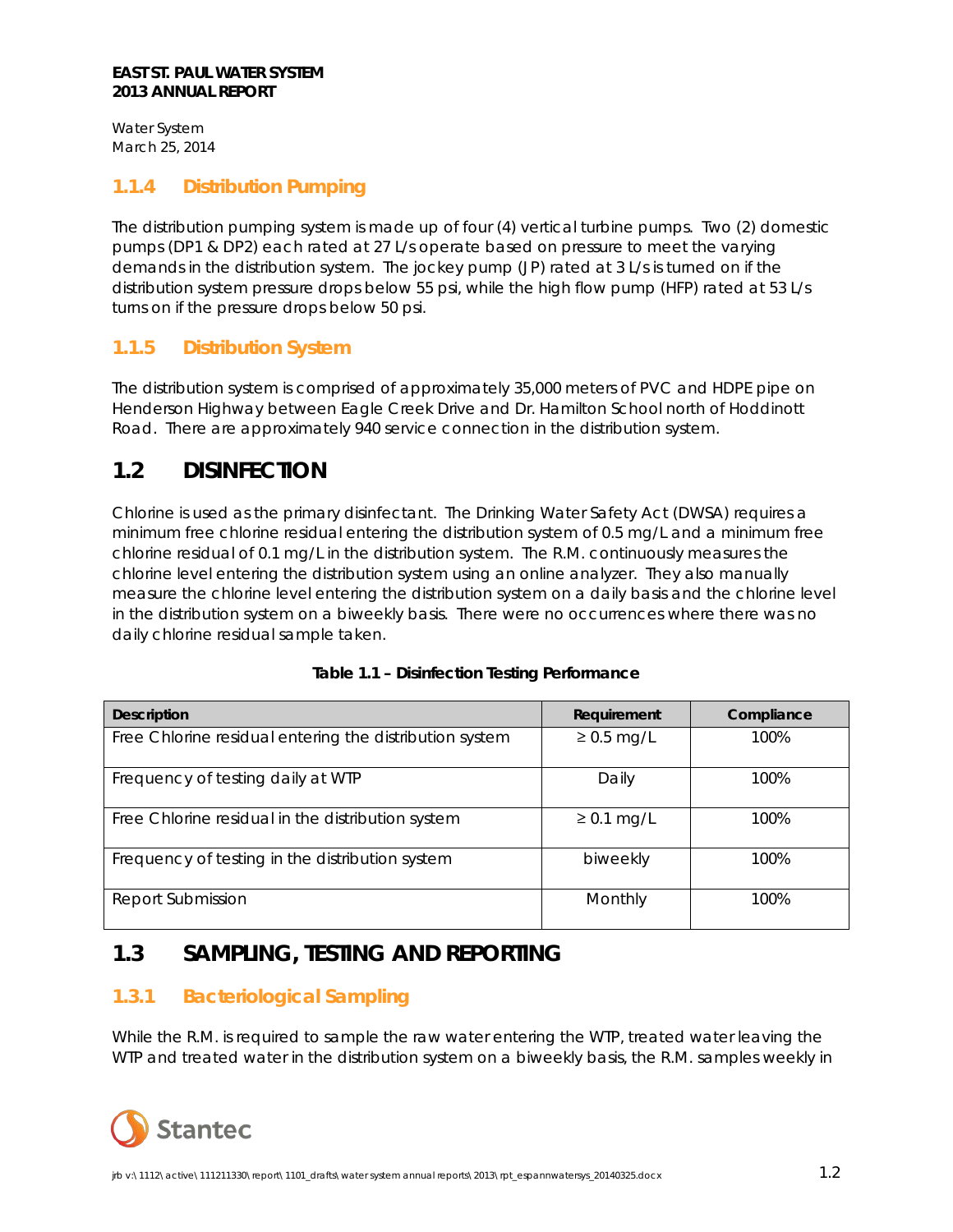### 1.1.4 Distribution Pumping

The distribution pumping system is made up of four (4) vertical turbine pumps. Two (2) domestic pumps (DP1 & DP2) each rated at 27 L/s operate based on pressure to meet the varying demands in the distribution system. The jockey pump (JP) rated at 3 L/s is turned on if the distribution system pressure drops below 55 psi, while the high flow pump (HFP) rated at 53 L/s turns on if the pressure drops below 50 psi.

### 1.1.5 Distribution System

The distribution system is comprised of approximately 35,000 meters of PVC and HDPE pipe on Henderson Highway between Eagle Creek Drive and Dr. Hamilton School north of Hoddinott Road. There are approximately 940 service connection in the distribution system.

## 1.2 DISINFECTION

Chlorine is used as the primary disinfectant. The Drinking Water Safety Act (DWSA) requires a minimum free chlorine residual entering the distribution system of 0.5 mg/L and a minimum free chlorine residual of 0.1 mg/L in the distribution system. The R.M. continuously measures the chlorine level entering the distribution system using an online analyzer. They also manually measure the chlorine level entering the distribution system on a daily basis and the chlorine level in the distribution system on a biweekly basis. There were no occurrences where there was no daily chlorine residual sample taken.

**Table 1.1 – Disinfection Testing Performance**

| Description | Requirement | Compliance |
|---|---|---|
| Free Chlorine residual entering the distribution system | ≥ 0.5 mg/L | 100% |
| Frequency of testing daily at WTP | Daily | 100% |
| Free Chlorine residual in the distribution system | ≥ 0.1 mg/L | 100% |
| Frequency of testing in the distribution system | biweekly | 100% |
| Report Submission | Monthly | 100% |

## 1.3 SAMPLING, TESTING AND REPORTING

### 1.3.1 Bacteriological Sampling

While the R.M. is required to sample the raw water entering the WTP, treated water leaving the WTP and treated water in the distribution system on a biweekly basis, the R.M. samples weekly in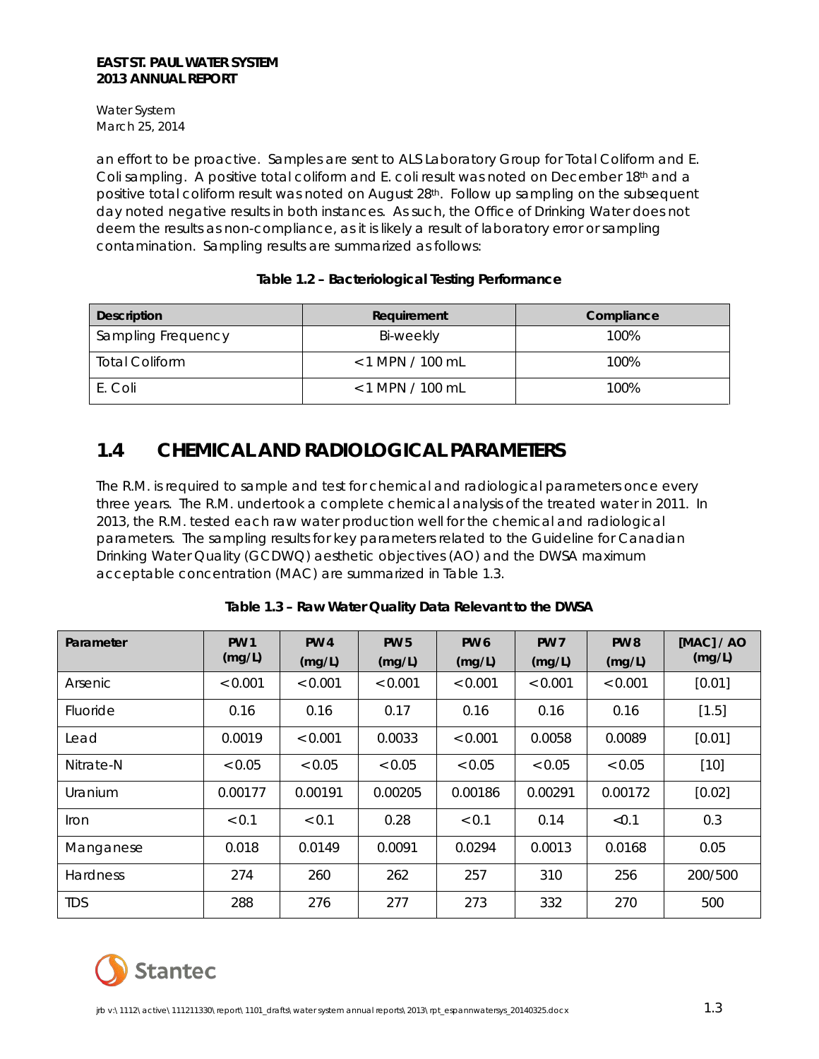an effort to be proactive. Samples are sent to ALS Laboratory Group for Total Coliform and E. Coli sampling. A positive total coliform and E. coli result was noted on December 18th and a positive total coliform result was noted on August 28th. Follow up sampling on the subsequent day noted negative results in both instances. As such, the Office of Drinking Water does not deem the results as non-compliance, as it is likely a result of laboratory error or sampling contamination. Sampling results are summarized as follows:

**Table 1.2 – Bacteriological Testing Performance**

| Description | Requirement | Compliance |
|---|---|---|
| Sampling Frequency | Bi-weekly | 100% |
| Total Coliform | < 1 MPN / 100 mL | 100% |
| E. Coli | < 1 MPN / 100 mL | 100% |

## 1.4 CHEMICAL AND RADIOLOGICAL PARAMETERS

The R.M. is required to sample and test for chemical and radiological parameters once every three years. The R.M. undertook a complete chemical analysis of the treated water in 2011. In 2013, the R.M. tested each raw water production well for the chemical and radiological parameters. The sampling results for key parameters related to the Guideline for Canadian Drinking Water Quality (GCDWQ) aesthetic objectives (AO) and the DWSA maximum acceptable concentration (MAC) are summarized in Table 1.3.

**Table 1.3 – Raw Water Quality Data Relevant to the DWSA**

| Parameter | PW 1 (mg/L) | PW 4 (mg/L) | PW 5 (mg/L) | PW 6 (mg/L) | PW 7 (mg/L) | PW 8 (mg/L) | [MAC] / AO (mg/L) |
|---|---|---|---|---|---|---|---|
| Arsenic | < 0.001 | < 0.001 | < 0.001 | < 0.001 | < 0.001 | < 0.001 | [0.01] |
| Fluoride | 0.16 | 0.16 | 0.17 | 0.16 | 0.16 | 0.16 | [1.5] |
| Lead | 0.0019 | < 0.001 | 0.0033 | < 0.001 | 0.0058 | 0.0089 | [0.01] |
| Nitrate-N | < 0.05 | < 0.05 | < 0.05 | < 0.05 | < 0.05 | < 0.05 | [10] |
| Uranium | 0.00177 | 0.00191 | 0.00205 | 0.00186 | 0.00291 | 0.00172 | [0.02] |
| Iron | < 0.1 | < 0.1 | 0.28 | < 0.1 | 0.14 | <0.1 | 0.3 |
| Manganese | 0.018 | 0.0149 | 0.0091 | 0.0294 | 0.0013 | 0.0168 | 0.05 |
| Hardness | 274 | 260 | 262 | 257 | 310 | 256 | 200/500 |
| TDS | 288 | 276 | 277 | 273 | 332 | 270 | 500 |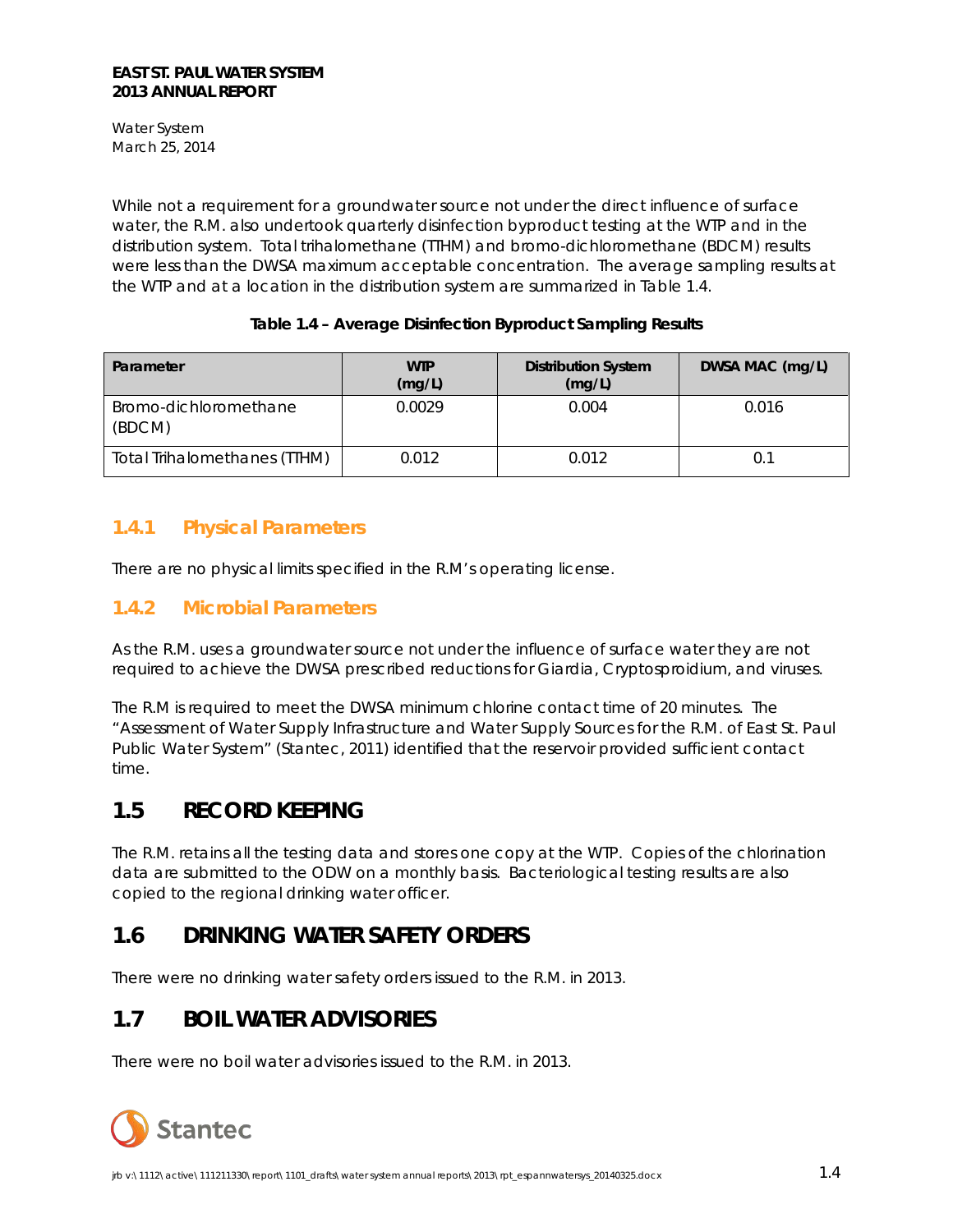While not a requirement for a groundwater source not under the direct influence of surface water, the R.M. also undertook quarterly disinfection byproduct testing at the WTP and in the distribution system. Total trihalomethane (TTHM) and bromo-dichloromethane (BDCM) results were less than the DWSA maximum acceptable concentration. The average sampling results at the WTP and at a location in the distribution system are summarized in Table 1.4.

**Table 1.4 – Average Disinfection Byproduct Sampling Results**

| Parameter | WTP (mg/L) | Distribution System (mg/L) | DWSA MAC (mg/L) |
|---|---|---|---|
| Bromo-dichloromethane (BDCM) | 0.0029 | 0.004 | 0.016 |
| Total Trihalomethanes (TTHM) | 0.012 | 0.012 | 0.1 |

### 1.4.1 Physical Parameters

There are no physical limits specified in the R.M's operating license.

### 1.4.2 Microbial Parameters

As the R.M. uses a groundwater source not under the influence of surface water they are not required to achieve the DWSA prescribed reductions for Giardia, Cryptosproidium, and viruses.

The R.M is required to meet the DWSA minimum chlorine contact time of 20 minutes. The "Assessment of Water Supply Infrastructure and Water Supply Sources for the R.M. of East St. Paul Public Water System" (Stantec, 2011) identified that the reservoir provided sufficient contact time.

## 1.5 RECORD KEEPING

The R.M. retains all the testing data and stores one copy at the WTP. Copies of the chlorination data are submitted to the ODW on a monthly basis. Bacteriological testing results are also copied to the regional drinking water officer.

## 1.6 DRINKING WATER SAFETY ORDERS

There were no drinking water safety orders issued to the R.M. in 2013.

## 1.7 BOIL WATER ADVISORIES

There were no boil water advisories issued to the R.M. in 2013.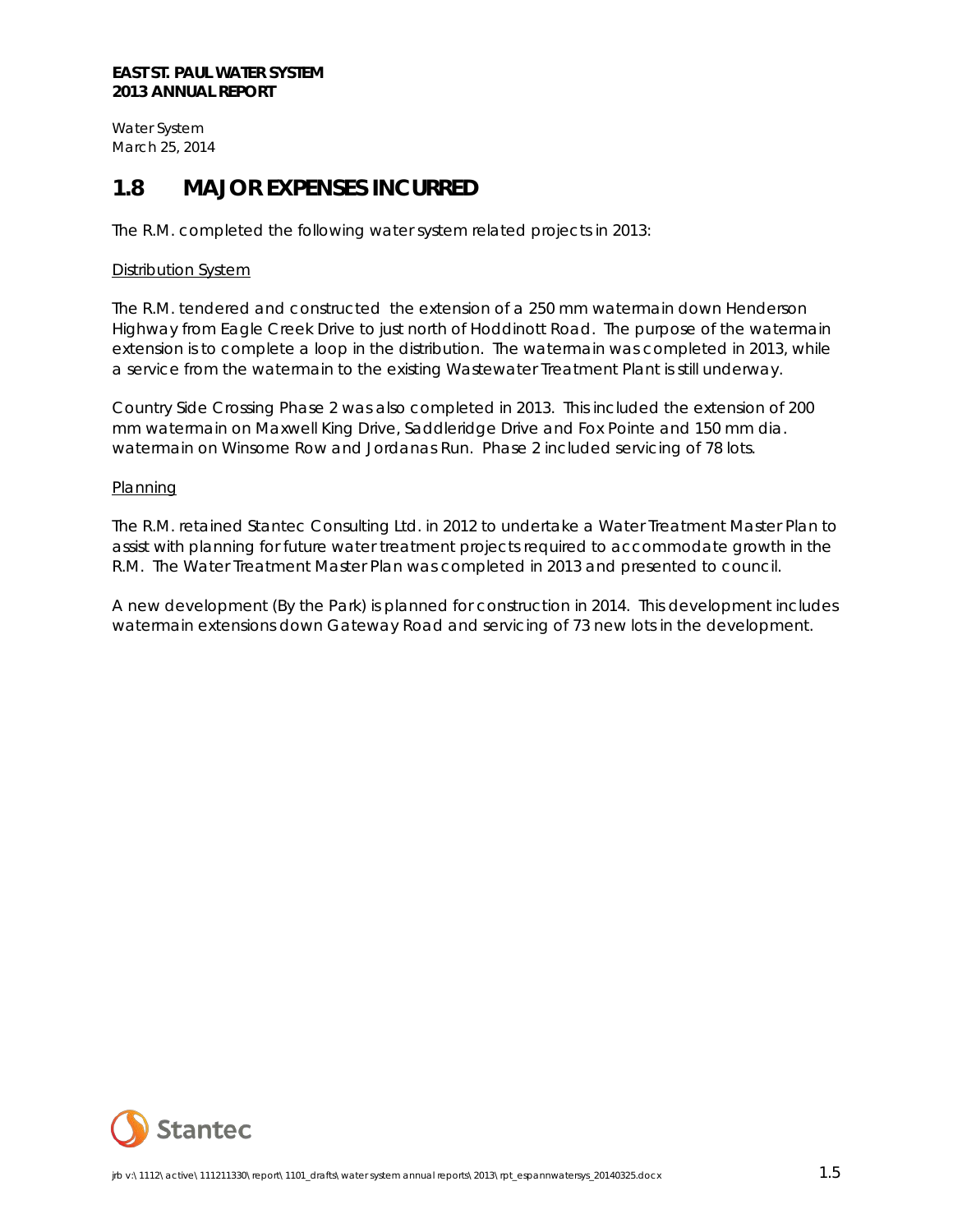## 1.8 MAJOR EXPENSES INCURRED

The R.M. completed the following water system related projects in 2013:

Distribution System

The R.M. tendered and constructed the extension of a 250 mm watermain down Henderson Highway from Eagle Creek Drive to just north of Hoddinott Road. The purpose of the watermain extension is to complete a loop in the distribution. The watermain was completed in 2013, while a service from the watermain to the existing Wastewater Treatment Plant is still underway.

Country Side Crossing Phase 2 was also completed in 2013. This included the extension of 200 mm watermain on Maxwell King Drive, Saddleridge Drive and Fox Pointe and 150 mm dia. watermain on Winsome Row and Jordanas Run. Phase 2 included servicing of 78 lots.

Planning

The R.M. retained Stantec Consulting Ltd. in 2012 to undertake a Water Treatment Master Plan to assist with planning for future water treatment projects required to accommodate growth in the R.M. The Water Treatment Master Plan was completed in 2013 and presented to council.

A new development (By the Park) is planned for construction in 2014. This development includes watermain extensions down Gateway Road and servicing of 73 new lots in the development.